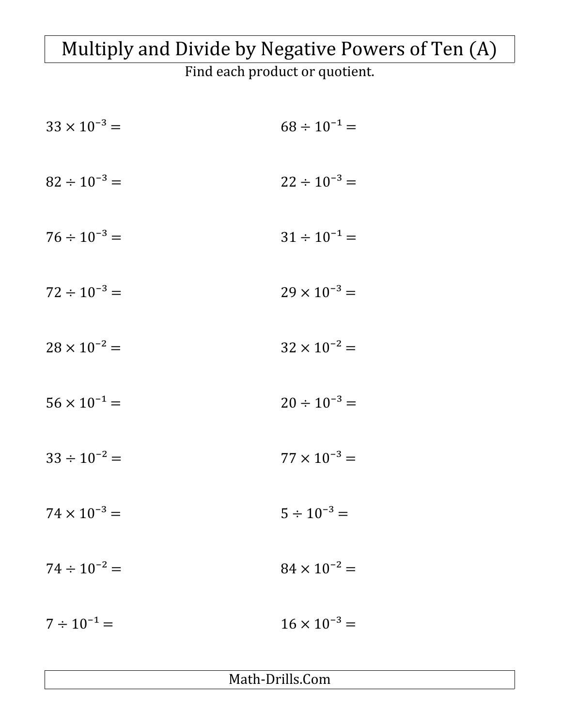# Multiply and Divide by Negative Powers of Ten (A)

Find each product or quotient.

$33 \times 10^{-3} =$

$68 \div 10^{-1} =$

$82 \div 10^{-3} =$

$22 \div 10^{-3} =$

$76 \div 10^{-3} =$

$31 \div 10^{-1} =$

$72 \div 10^{-3} =$

$29 \times 10^{-3} =$

$28 \times 10^{-2} =$

$32 \times 10^{-2} =$

$56 \times 10^{-1} =$

$20 \div 10^{-3} =$

$33 \div 10^{-2} =$

$77 \times 10^{-3} =$

$74 \times 10^{-3} =$

$5 \div 10^{-3} =$

$74 \div 10^{-2} =$

$84 \times 10^{-2} =$

$7 \div 10^{-1} =$

$16 \times 10^{-3} =$

Math-Drills.Com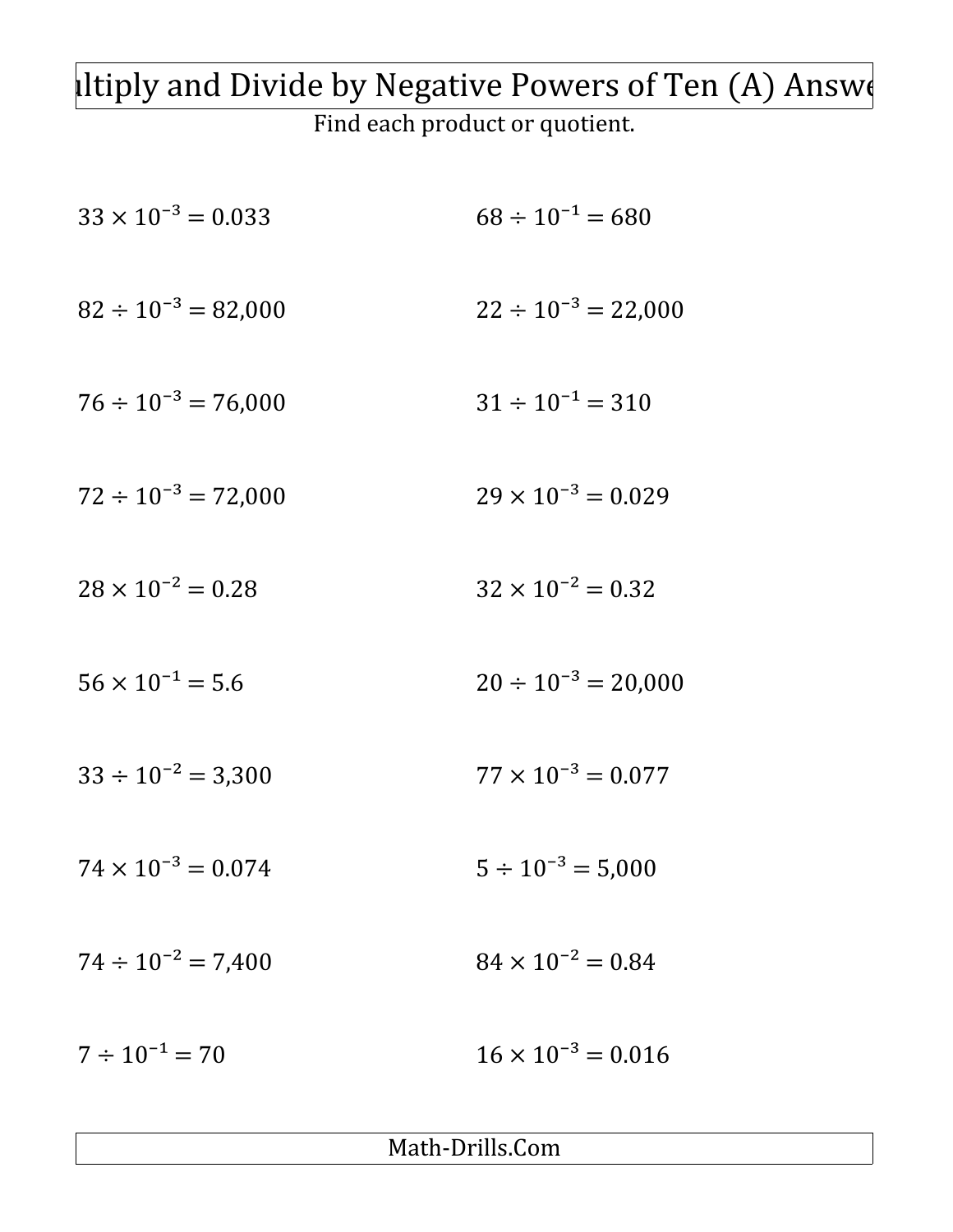# ıltiply and Divide by Negative Powers of Ten (A) Answe

Find each product or quotient.

$33 \times 10^{-3} = 0.033$

$68 \div 10^{-1} = 680$

$82 \div 10^{-3} = 82{,}000$

$22 \div 10^{-3} = 22{,}000$

$76 \div 10^{-3} = 76{,}000$

$31 \div 10^{-1} = 310$

$72 \div 10^{-3} = 72{,}000$

$29 \times 10^{-3} = 0.029$

$28 \times 10^{-2} = 0.28$

$32 \times 10^{-2} = 0.32$

$56 \times 10^{-1} = 5.6$

$20 \div 10^{-3} = 20{,}000$

$33 \div 10^{-2} = 3{,}300$

$77 \times 10^{-3} = 0.077$

$74 \times 10^{-3} = 0.074$

$5 \div 10^{-3} = 5{,}000$

$74 \div 10^{-2} = 7{,}400$

$84 \times 10^{-2} = 0.84$

$7 \div 10^{-1} = 70$

$16 \times 10^{-3} = 0.016$

Math-Drills.Com